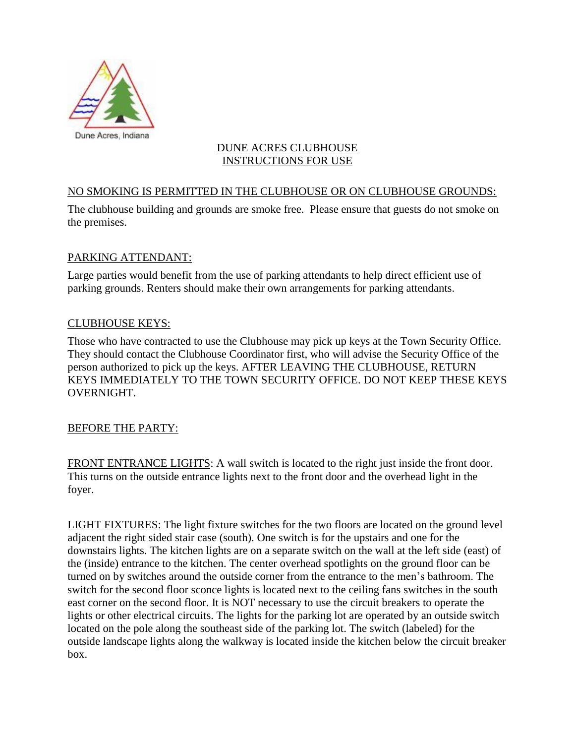Dune Acres, Indiana

# DUNE ACRES CLUBHOUSE
# INSTRUCTIONS FOR USE

## NO SMOKING IS PERMITTED IN THE CLUBHOUSE OR ON CLUBHOUSE GROUNDS:

The clubhouse building and grounds are smoke free. Please ensure that guests do not smoke on the premises.

## PARKING ATTENDANT:

Large parties would benefit from the use of parking attendants to help direct efficient use of parking grounds. Renters should make their own arrangements for parking attendants.

## CLUBHOUSE KEYS:

Those who have contracted to use the Clubhouse may pick up keys at the Town Security Office. They should contact the Clubhouse Coordinator first, who will advise the Security Office of the person authorized to pick up the keys. AFTER LEAVING THE CLUBHOUSE, RETURN KEYS IMMEDIATELY TO THE TOWN SECURITY OFFICE. DO NOT KEEP THESE KEYS OVERNIGHT.

## BEFORE THE PARTY:

FRONT ENTRANCE LIGHTS: A wall switch is located to the right just inside the front door. This turns on the outside entrance lights next to the front door and the overhead light in the foyer.

LIGHT FIXTURES: The light fixture switches for the two floors are located on the ground level adjacent the right sided stair case (south). One switch is for the upstairs and one for the downstairs lights. The kitchen lights are on a separate switch on the wall at the left side (east) of the (inside) entrance to the kitchen. The center overhead spotlights on the ground floor can be turned on by switches around the outside corner from the entrance to the men's bathroom. The switch for the second floor sconce lights is located next to the ceiling fans switches in the south east corner on the second floor. It is NOT necessary to use the circuit breakers to operate the lights or other electrical circuits. The lights for the parking lot are operated by an outside switch located on the pole along the southeast side of the parking lot. The switch (labeled) for the outside landscape lights along the walkway is located inside the kitchen below the circuit breaker box.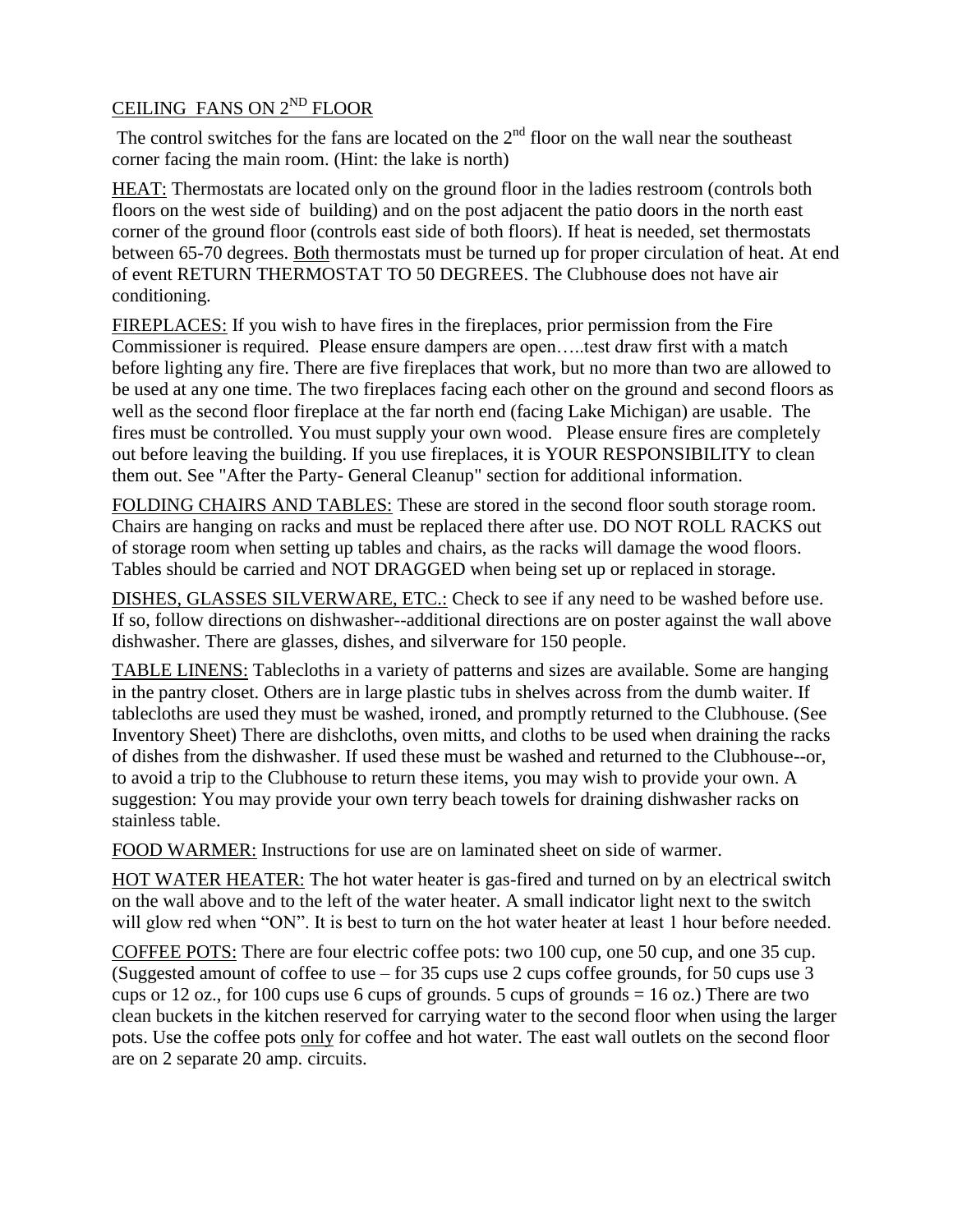CEILING FANS ON 2ND FLOOR

The control switches for the fans are located on the 2nd floor on the wall near the southeast corner facing the main room. (Hint: the lake is north)

HEAT: Thermostats are located only on the ground floor in the ladies restroom (controls both floors on the west side of building) and on the post adjacent the patio doors in the north east corner of the ground floor (controls east side of both floors). If heat is needed, set thermostats between 65-70 degrees. Both thermostats must be turned up for proper circulation of heat. At end of event RETURN THERMOSTAT TO 50 DEGREES. The Clubhouse does not have air conditioning.

FIREPLACES: If you wish to have fires in the fireplaces, prior permission from the Fire Commissioner is required. Please ensure dampers are open…..test draw first with a match before lighting any fire. There are five fireplaces that work, but no more than two are allowed to be used at any one time. The two fireplaces facing each other on the ground and second floors as well as the second floor fireplace at the far north end (facing Lake Michigan) are usable. The fires must be controlled. You must supply your own wood. Please ensure fires are completely out before leaving the building. If you use fireplaces, it is YOUR RESPONSIBILITY to clean them out. See "After the Party- General Cleanup" section for additional information.

FOLDING CHAIRS AND TABLES: These are stored in the second floor south storage room. Chairs are hanging on racks and must be replaced there after use. DO NOT ROLL RACKS out of storage room when setting up tables and chairs, as the racks will damage the wood floors. Tables should be carried and NOT DRAGGED when being set up or replaced in storage.

DISHES, GLASSES SILVERWARE, ETC.: Check to see if any need to be washed before use. If so, follow directions on dishwasher--additional directions are on poster against the wall above dishwasher. There are glasses, dishes, and silverware for 150 people.

TABLE LINENS: Tablecloths in a variety of patterns and sizes are available. Some are hanging in the pantry closet. Others are in large plastic tubs in shelves across from the dumb waiter. If tablecloths are used they must be washed, ironed, and promptly returned to the Clubhouse. (See Inventory Sheet) There are dishcloths, oven mitts, and cloths to be used when draining the racks of dishes from the dishwasher. If used these must be washed and returned to the Clubhouse--or, to avoid a trip to the Clubhouse to return these items, you may wish to provide your own. A suggestion: You may provide your own terry beach towels for draining dishwasher racks on stainless table.

FOOD WARMER: Instructions for use are on laminated sheet on side of warmer.

HOT WATER HEATER: The hot water heater is gas-fired and turned on by an electrical switch on the wall above and to the left of the water heater. A small indicator light next to the switch will glow red when "ON". It is best to turn on the hot water heater at least 1 hour before needed.

COFFEE POTS: There are four electric coffee pots: two 100 cup, one 50 cup, and one 35 cup. (Suggested amount of coffee to use – for 35 cups use 2 cups coffee grounds, for 50 cups use 3 cups or 12 oz., for 100 cups use 6 cups of grounds. 5 cups of grounds = 16 oz.) There are two clean buckets in the kitchen reserved for carrying water to the second floor when using the larger pots. Use the coffee pots only for coffee and hot water. The east wall outlets on the second floor are on 2 separate 20 amp. circuits.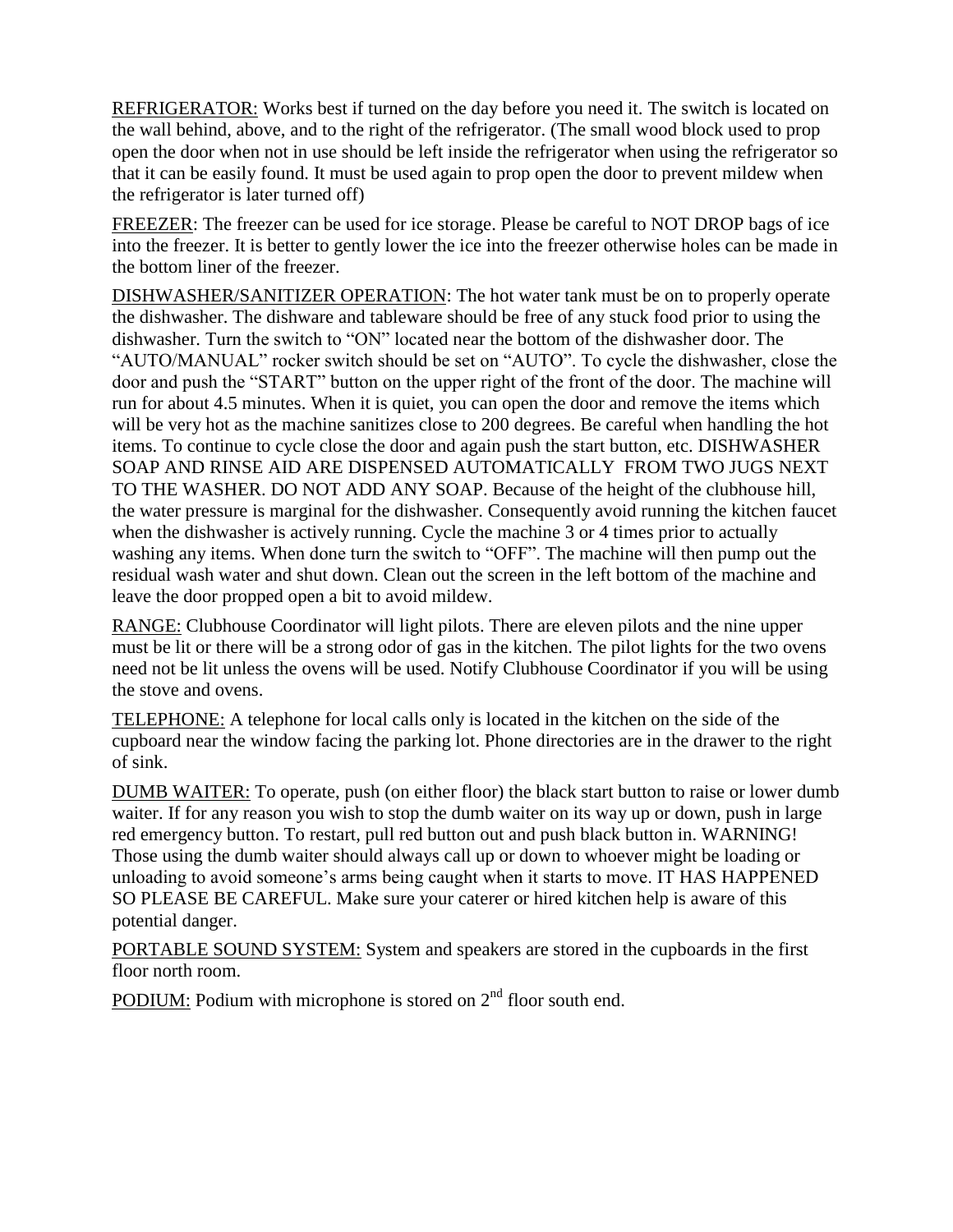<u>REFRIGERATOR:</u> Works best if turned on the day before you need it. The switch is located on the wall behind, above, and to the right of the refrigerator. (The small wood block used to prop open the door when not in use should be left inside the refrigerator when using the refrigerator so that it can be easily found. It must be used again to prop open the door to prevent mildew when the refrigerator is later turned off)

<u>FREEZER</u>: The freezer can be used for ice storage. Please be careful to NOT DROP bags of ice into the freezer. It is better to gently lower the ice into the freezer otherwise holes can be made in the bottom liner of the freezer.

<u>DISHWASHER/SANITIZER OPERATION</u>: The hot water tank must be on to properly operate the dishwasher. The dishware and tableware should be free of any stuck food prior to using the dishwasher. Turn the switch to "ON" located near the bottom of the dishwasher door. The "AUTO/MANUAL" rocker switch should be set on "AUTO". To cycle the dishwasher, close the door and push the "START" button on the upper right of the front of the door. The machine will run for about 4.5 minutes. When it is quiet, you can open the door and remove the items which will be very hot as the machine sanitizes close to 200 degrees. Be careful when handling the hot items. To continue to cycle close the door and again push the start button, etc. DISHWASHER SOAP AND RINSE AID ARE DISPENSED AUTOMATICALLY FROM TWO JUGS NEXT TO THE WASHER. DO NOT ADD ANY SOAP. Because of the height of the clubhouse hill, the water pressure is marginal for the dishwasher. Consequently avoid running the kitchen faucet when the dishwasher is actively running. Cycle the machine 3 or 4 times prior to actually washing any items. When done turn the switch to "OFF". The machine will then pump out the residual wash water and shut down. Clean out the screen in the left bottom of the machine and leave the door propped open a bit to avoid mildew.

<u>RANGE:</u> Clubhouse Coordinator will light pilots. There are eleven pilots and the nine upper must be lit or there will be a strong odor of gas in the kitchen. The pilot lights for the two ovens need not be lit unless the ovens will be used. Notify Clubhouse Coordinator if you will be using the stove and ovens.

<u>TELEPHONE:</u> A telephone for local calls only is located in the kitchen on the side of the cupboard near the window facing the parking lot. Phone directories are in the drawer to the right of sink.

<u>DUMB WAITER:</u> To operate, push (on either floor) the black start button to raise or lower dumb waiter. If for any reason you wish to stop the dumb waiter on its way up or down, push in large red emergency button. To restart, pull red button out and push black button in. WARNING! Those using the dumb waiter should always call up or down to whoever might be loading or unloading to avoid someone's arms being caught when it starts to move. IT HAS HAPPENED SO PLEASE BE CAREFUL. Make sure your caterer or hired kitchen help is aware of this potential danger.

<u>PORTABLE SOUND SYSTEM:</u> System and speakers are stored in the cupboards in the first floor north room.

<u>PODIUM:</u> Podium with microphone is stored on 2nd floor south end.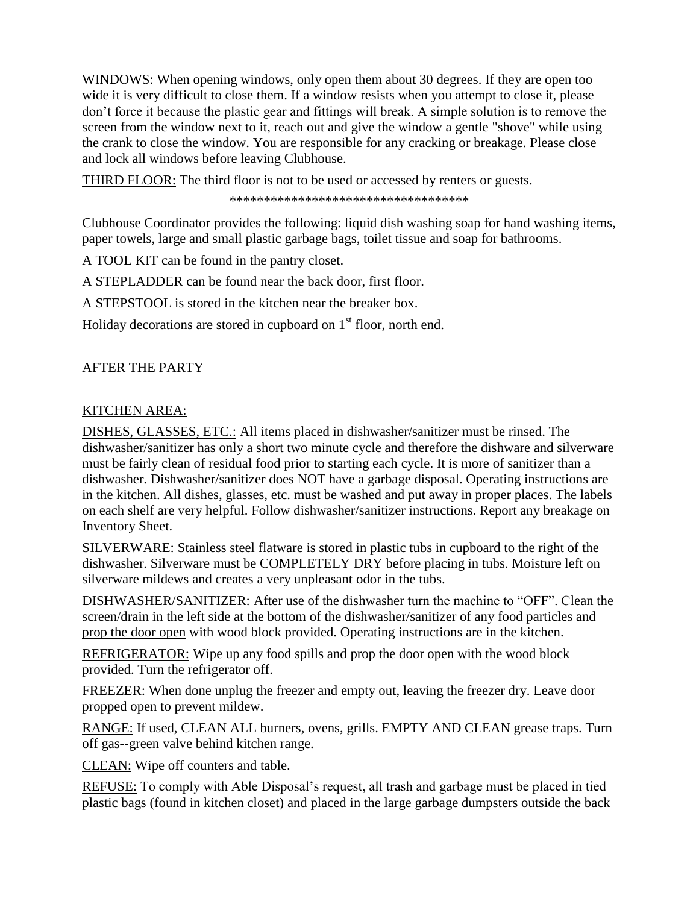WINDOWS: When opening windows, only open them about 30 degrees. If they are open too wide it is very difficult to close them. If a window resists when you attempt to close it, please don't force it because the plastic gear and fittings will break. A simple solution is to remove the screen from the window next to it, reach out and give the window a gentle "shove" while using the crank to close the window. You are responsible for any cracking or breakage. Please close and lock all windows before leaving Clubhouse.

THIRD FLOOR: The third floor is not to be used or accessed by renters or guests.

\*\*\*\*\*\*\*\*\*\*\*\*\*\*\*\*\*\*\*\*\*\*\*\*\*\*\*\*\*\*\*\*\*\*\*\*

Clubhouse Coordinator provides the following: liquid dish washing soap for hand washing items, paper towels, large and small plastic garbage bags, toilet tissue and soap for bathrooms.

A TOOL KIT can be found in the pantry closet.

A STEPLADDER can be found near the back door, first floor.

A STEPSTOOL is stored in the kitchen near the breaker box.

Holiday decorations are stored in cupboard on 1st floor, north end.

## AFTER THE PARTY

### KITCHEN AREA:

DISHES, GLASSES, ETC.: All items placed in dishwasher/sanitizer must be rinsed. The dishwasher/sanitizer has only a short two minute cycle and therefore the dishware and silverware must be fairly clean of residual food prior to starting each cycle. It is more of sanitizer than a dishwasher. Dishwasher/sanitizer does NOT have a garbage disposal. Operating instructions are in the kitchen. All dishes, glasses, etc. must be washed and put away in proper places. The labels on each shelf are very helpful. Follow dishwasher/sanitizer instructions. Report any breakage on Inventory Sheet.

SILVERWARE: Stainless steel flatware is stored in plastic tubs in cupboard to the right of the dishwasher. Silverware must be COMPLETELY DRY before placing in tubs. Moisture left on silverware mildews and creates a very unpleasant odor in the tubs.

DISHWASHER/SANITIZER: After use of the dishwasher turn the machine to "OFF". Clean the screen/drain in the left side at the bottom of the dishwasher/sanitizer of any food particles and prop the door open with wood block provided. Operating instructions are in the kitchen.

REFRIGERATOR: Wipe up any food spills and prop the door open with the wood block provided. Turn the refrigerator off.

FREEZER: When done unplug the freezer and empty out, leaving the freezer dry. Leave door propped open to prevent mildew.

RANGE: If used, CLEAN ALL burners, ovens, grills. EMPTY AND CLEAN grease traps. Turn off gas--green valve behind kitchen range.

CLEAN: Wipe off counters and table.

REFUSE: To comply with Able Disposal's request, all trash and garbage must be placed in tied plastic bags (found in kitchen closet) and placed in the large garbage dumpsters outside the back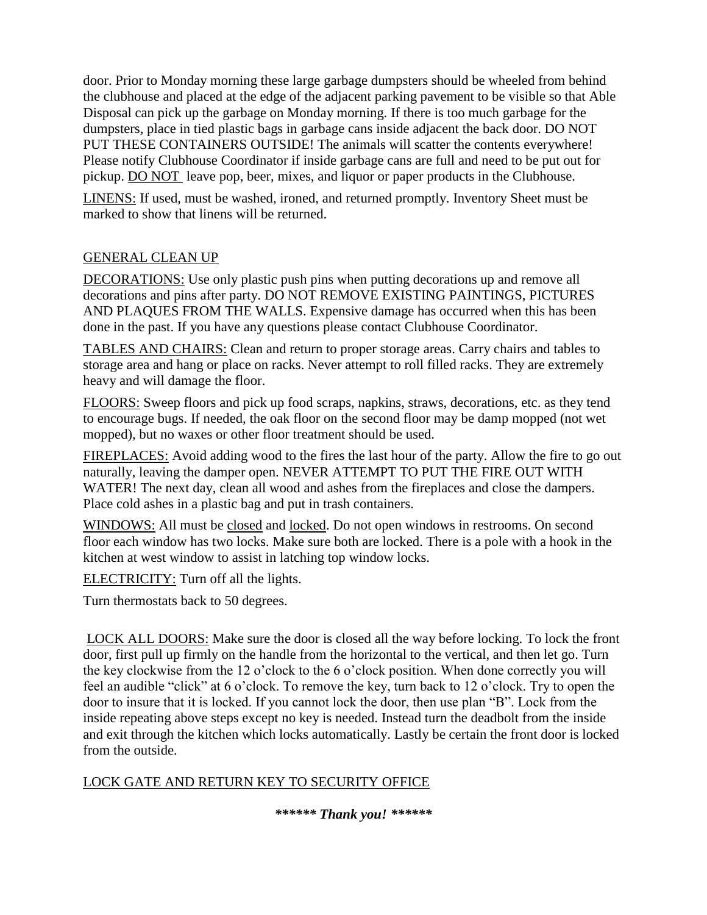door. Prior to Monday morning these large garbage dumpsters should be wheeled from behind the clubhouse and placed at the edge of the adjacent parking pavement to be visible so that Able Disposal can pick up the garbage on Monday morning. If there is too much garbage for the dumpsters, place in tied plastic bags in garbage cans inside adjacent the back door. DO NOT PUT THESE CONTAINERS OUTSIDE! The animals will scatter the contents everywhere! Please notify Clubhouse Coordinator if inside garbage cans are full and need to be put out for pickup. DO NOT leave pop, beer, mixes, and liquor or paper products in the Clubhouse.

LINENS: If used, must be washed, ironed, and returned promptly. Inventory Sheet must be marked to show that linens will be returned.

## GENERAL CLEAN UP

DECORATIONS: Use only plastic push pins when putting decorations up and remove all decorations and pins after party. DO NOT REMOVE EXISTING PAINTINGS, PICTURES AND PLAQUES FROM THE WALLS. Expensive damage has occurred when this has been done in the past. If you have any questions please contact Clubhouse Coordinator.

TABLES AND CHAIRS: Clean and return to proper storage areas. Carry chairs and tables to storage area and hang or place on racks. Never attempt to roll filled racks. They are extremely heavy and will damage the floor.

FLOORS: Sweep floors and pick up food scraps, napkins, straws, decorations, etc. as they tend to encourage bugs. If needed, the oak floor on the second floor may be damp mopped (not wet mopped), but no waxes or other floor treatment should be used.

FIREPLACES: Avoid adding wood to the fires the last hour of the party. Allow the fire to go out naturally, leaving the damper open. NEVER ATTEMPT TO PUT THE FIRE OUT WITH WATER! The next day, clean all wood and ashes from the fireplaces and close the dampers. Place cold ashes in a plastic bag and put in trash containers.

WINDOWS: All must be closed and locked. Do not open windows in restrooms. On second floor each window has two locks. Make sure both are locked. There is a pole with a hook in the kitchen at west window to assist in latching top window locks.

ELECTRICITY: Turn off all the lights.

Turn thermostats back to 50 degrees.

LOCK ALL DOORS: Make sure the door is closed all the way before locking. To lock the front door, first pull up firmly on the handle from the horizontal to the vertical, and then let go. Turn the key clockwise from the 12 o'clock to the 6 o'clock position. When done correctly you will feel an audible "click" at 6 o'clock. To remove the key, turn back to 12 o'clock. Try to open the door to insure that it is locked. If you cannot lock the door, then use plan "B". Lock from the inside repeating above steps except no key is needed. Instead turn the deadbolt from the inside and exit through the kitchen which locks automatically. Lastly be certain the front door is locked from the outside.

LOCK GATE AND RETURN KEY TO SECURITY OFFICE

***\*\*\*\*\*\* Thank you! \*\*\*\*\*\****